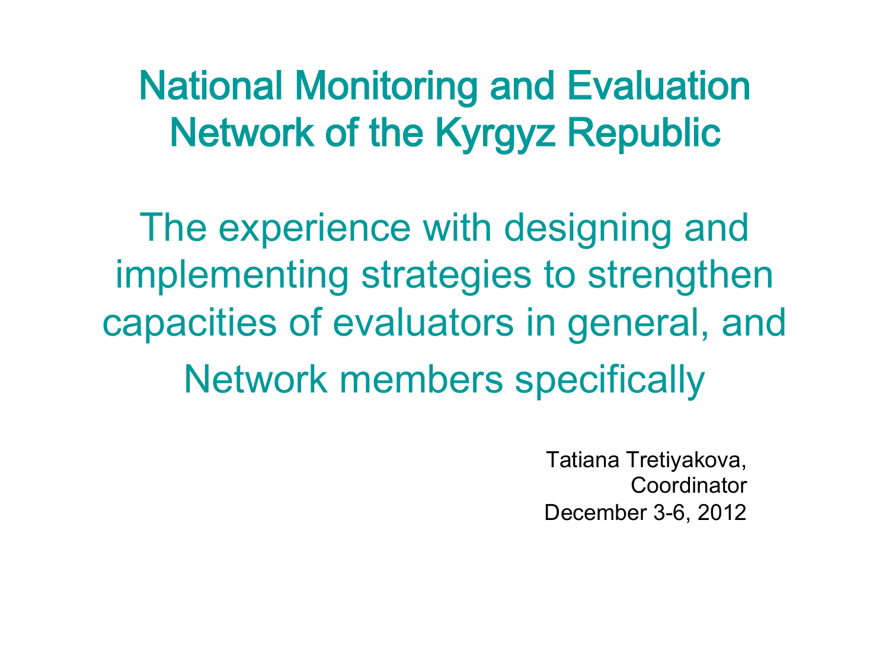# National Monitoring and Evaluation Network of the Kyrgyz Republic

## The experience with designing and implementing strategies to strengthen capacities of evaluators in general, and Network members specifically

Tatiana Tretiyakova,
Coordinator
December 3-6, 2012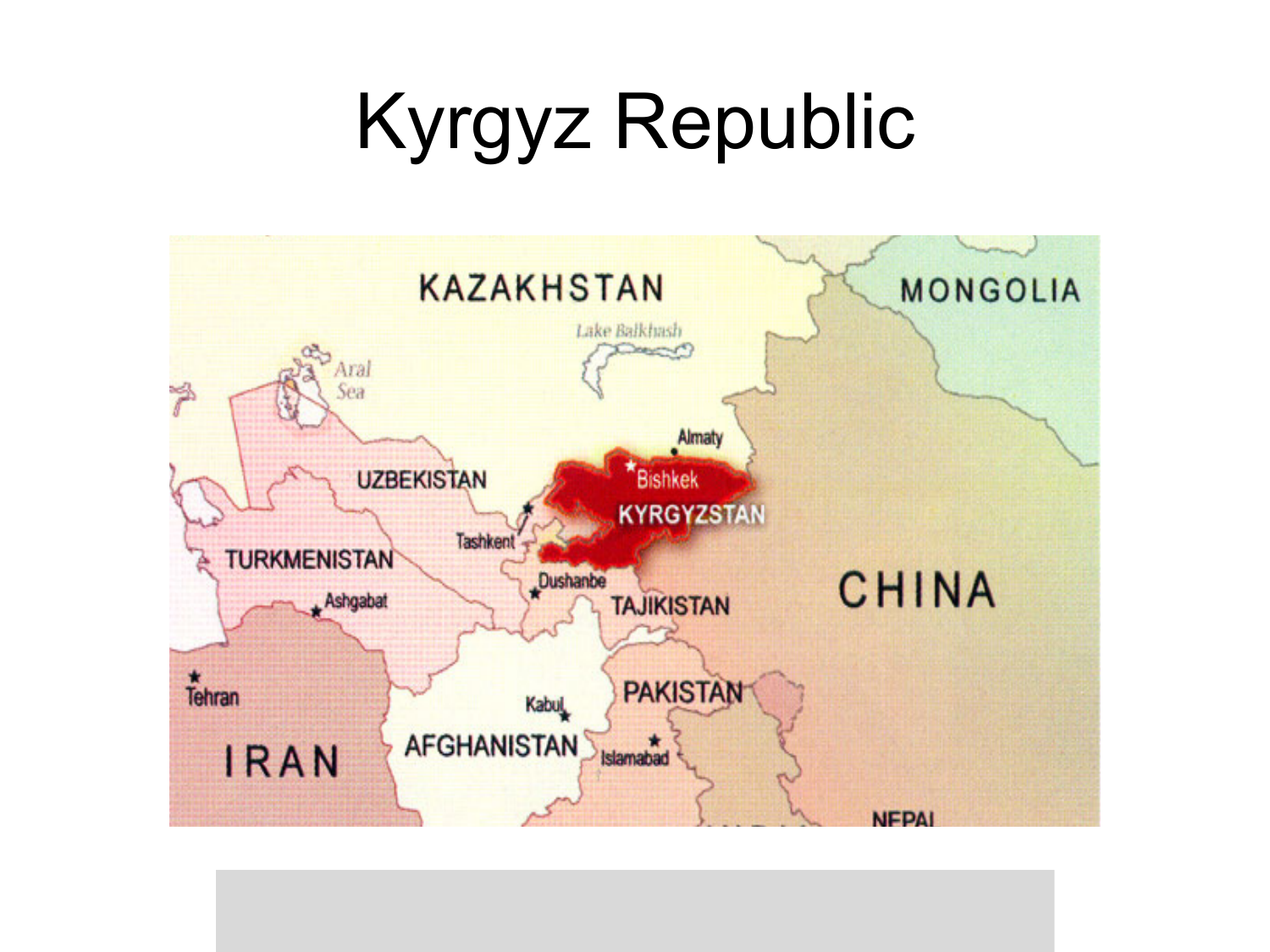# Kyrgyz Republic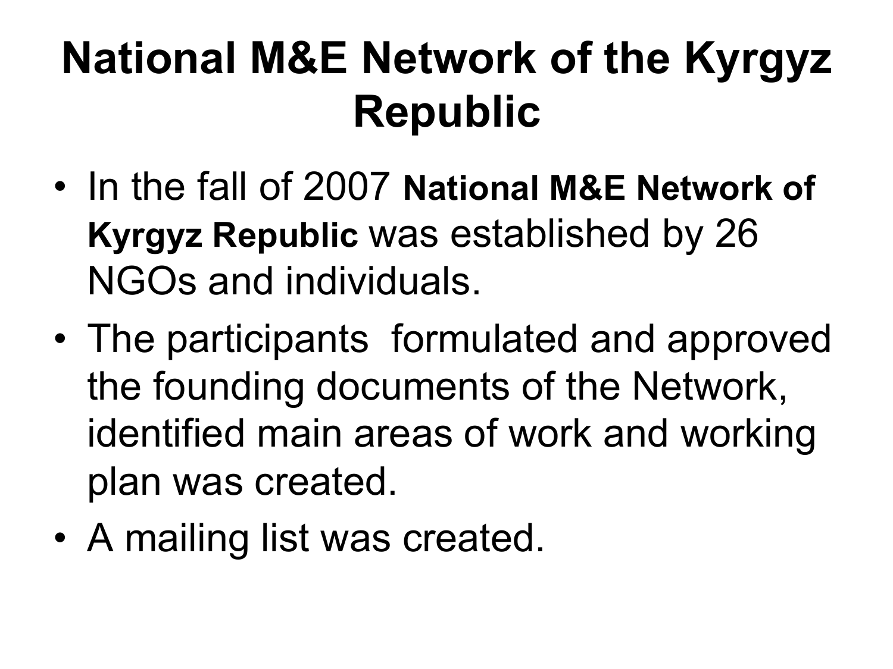# National M&E Network of the Kyrgyz Republic

- In the fall of 2007 **National M&E Network of Kyrgyz Republic** was established by 26 NGOs and individuals.
- The participants formulated and approved the founding documents of the Network, identified main areas of work and working plan was created.
- A mailing list was created.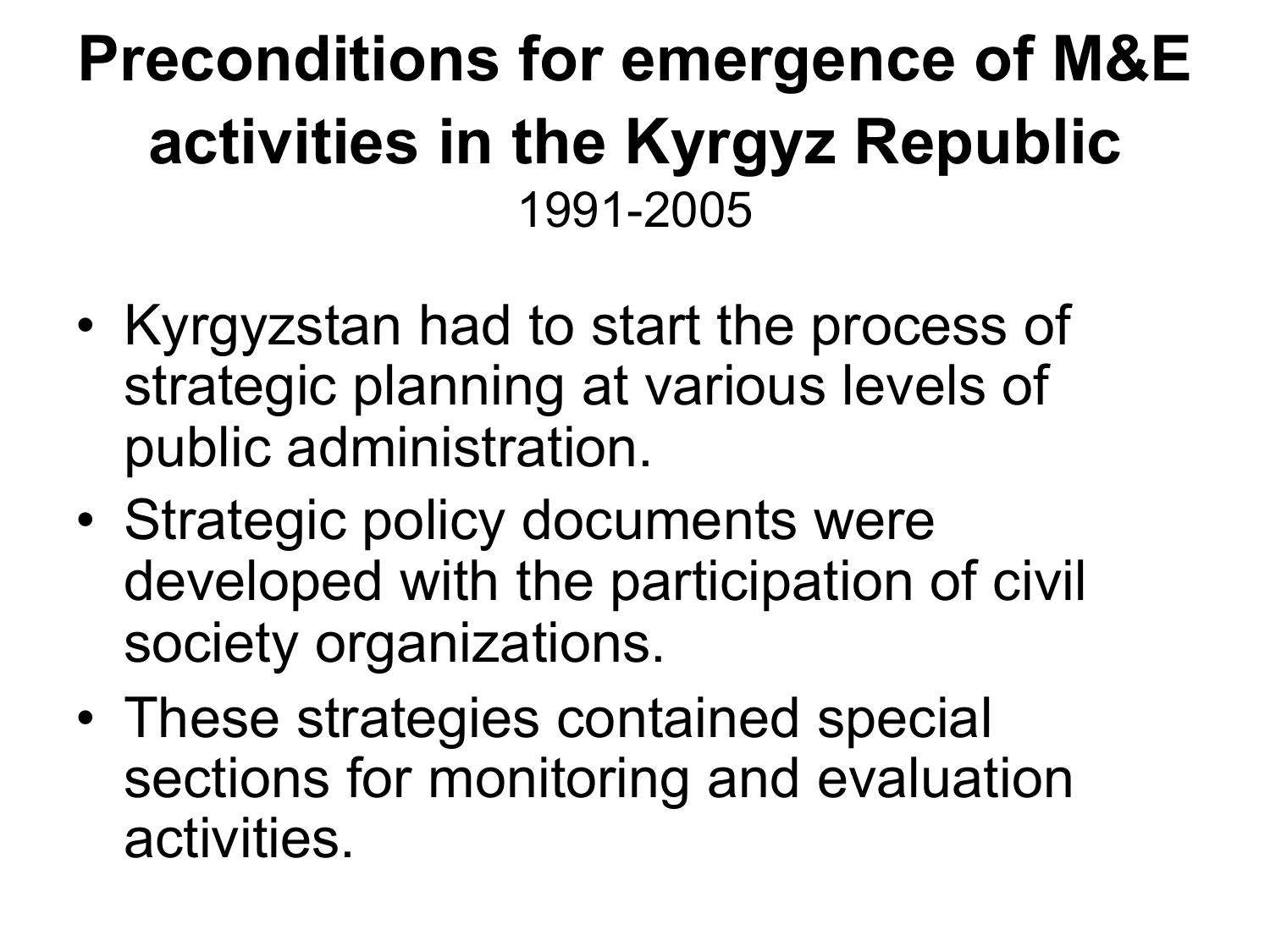# Preconditions for emergence of M&E activities in the Kyrgyz Republic

1991-2005

- Kyrgyzstan had to start the process of strategic planning at various levels of public administration.
- Strategic policy documents were developed with the participation of civil society organizations.
- These strategies contained special sections for monitoring and evaluation activities.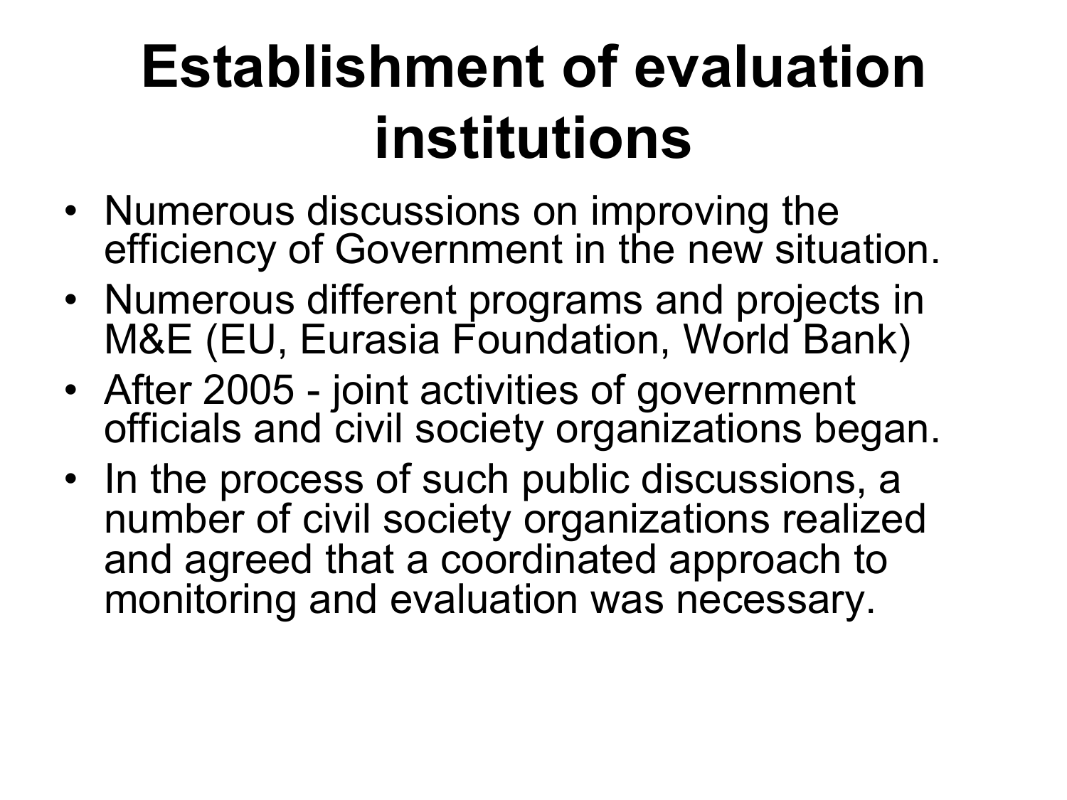# Establishment of evaluation institutions

- Numerous discussions on improving the efficiency of Government in the new situation.
- Numerous different programs and projects in M&E (EU, Eurasia Foundation, World Bank)
- After 2005 - joint activities of government officials and civil society organizations began.
- In the process of such public discussions, a number of civil society organizations realized and agreed that a coordinated approach to monitoring and evaluation was necessary.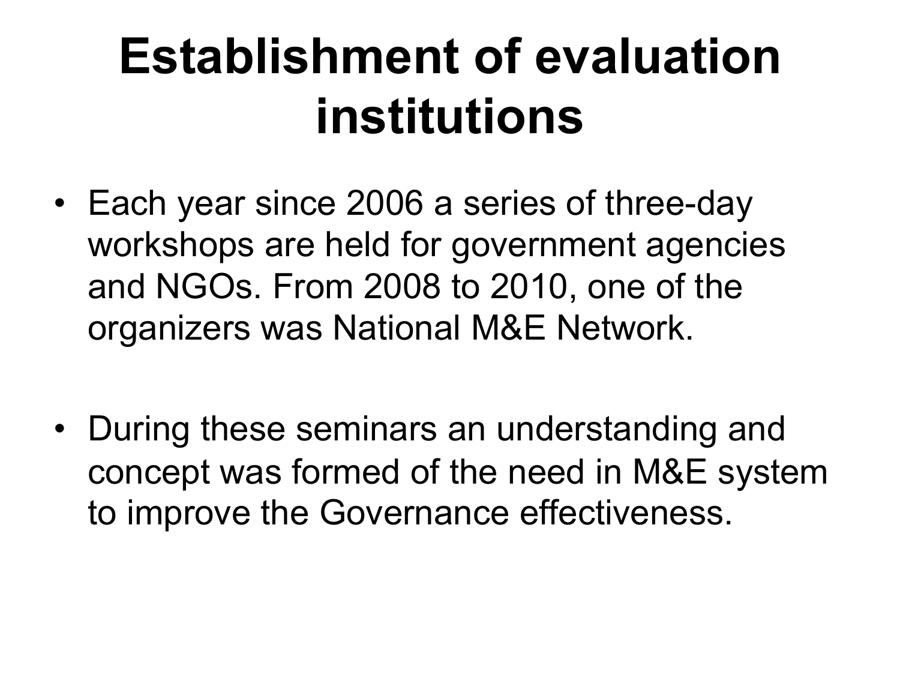# Establishment of evaluation institutions

- Each year since 2006 a series of three-day workshops are held for government agencies and NGOs. From 2008 to 2010, one of the organizers was National M&E Network.

- During these seminars an understanding and concept was formed of the need in M&E system to improve the Governance effectiveness.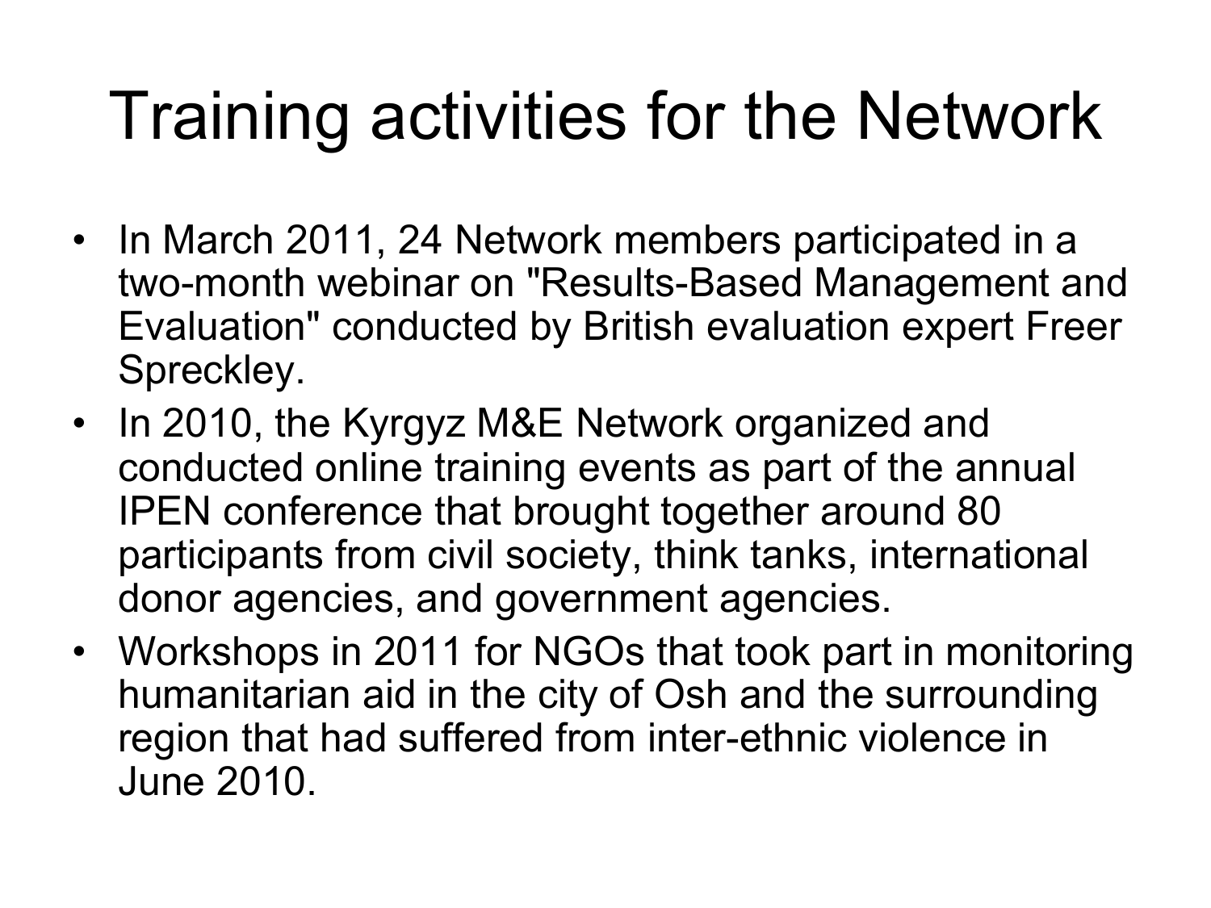# Training activities for the Network

- In March 2011, 24 Network members participated in a two-month webinar on "Results-Based Management and Evaluation" conducted by British evaluation expert Freer Spreckley.
- In 2010, the Kyrgyz M&E Network organized and conducted online training events as part of the annual IPEN conference that brought together around 80 participants from civil society, think tanks, international donor agencies, and government agencies.
- Workshops in 2011 for NGOs that took part in monitoring humanitarian aid in the city of Osh and the surrounding region that had suffered from inter-ethnic violence in June 2010.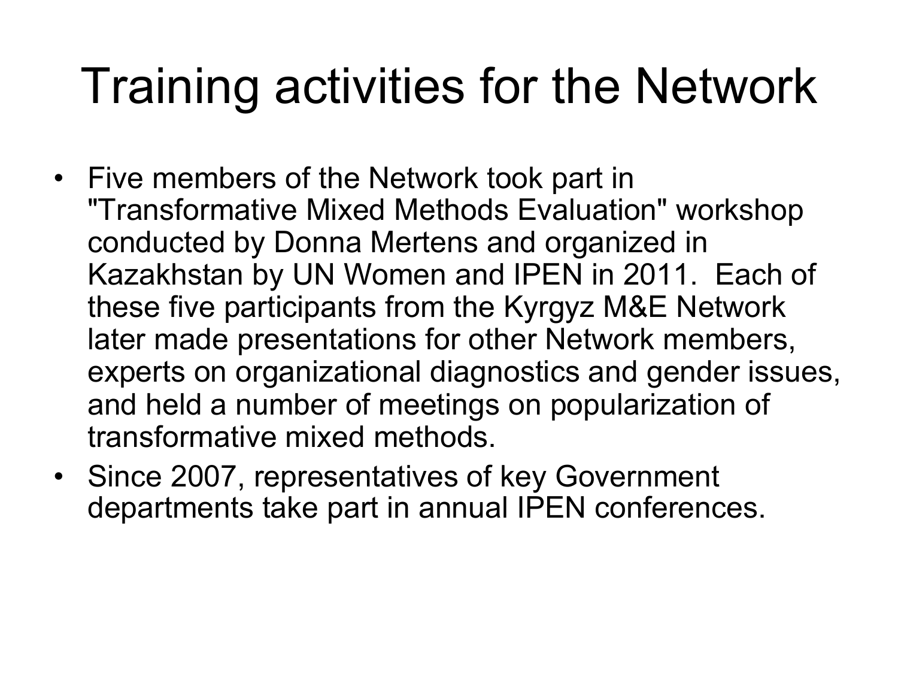# Training activities for the Network

- Five members of the Network took part in "Transformative Mixed Methods Evaluation" workshop conducted by Donna Mertens and organized in Kazakhstan by UN Women and IPEN in 2011. Each of these five participants from the Kyrgyz M&E Network later made presentations for other Network members, experts on organizational diagnostics and gender issues, and held a number of meetings on popularization of transformative mixed methods.
- Since 2007, representatives of key Government departments take part in annual IPEN conferences.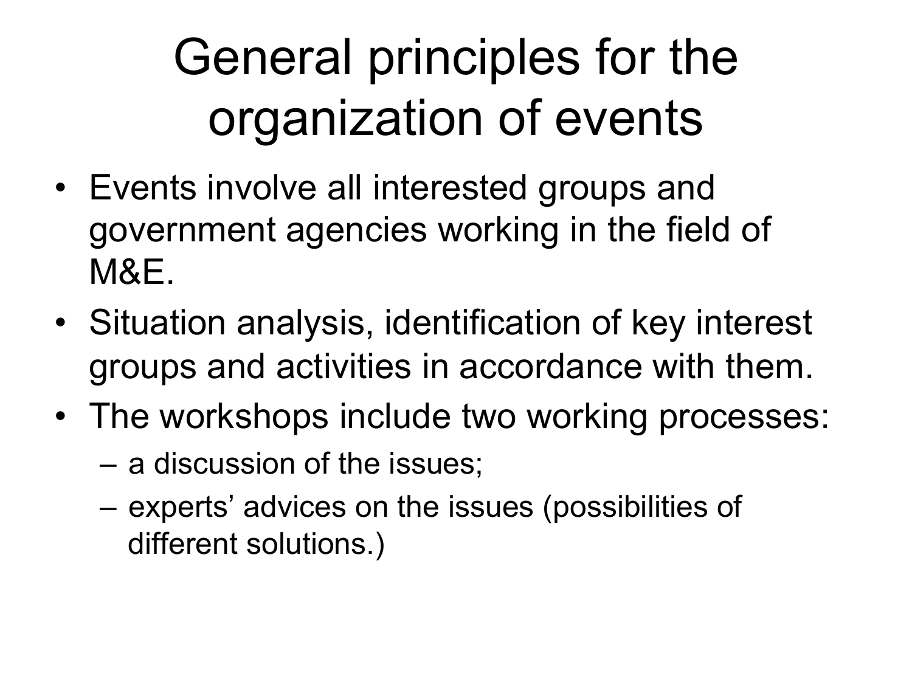# General principles for the organization of events

- Events involve all interested groups and government agencies working in the field of M&E.
- Situation analysis, identification of key interest groups and activities in accordance with them.
- The workshops include two working processes:
  - a discussion of the issues;
  - experts' advices on the issues (possibilities of different solutions.)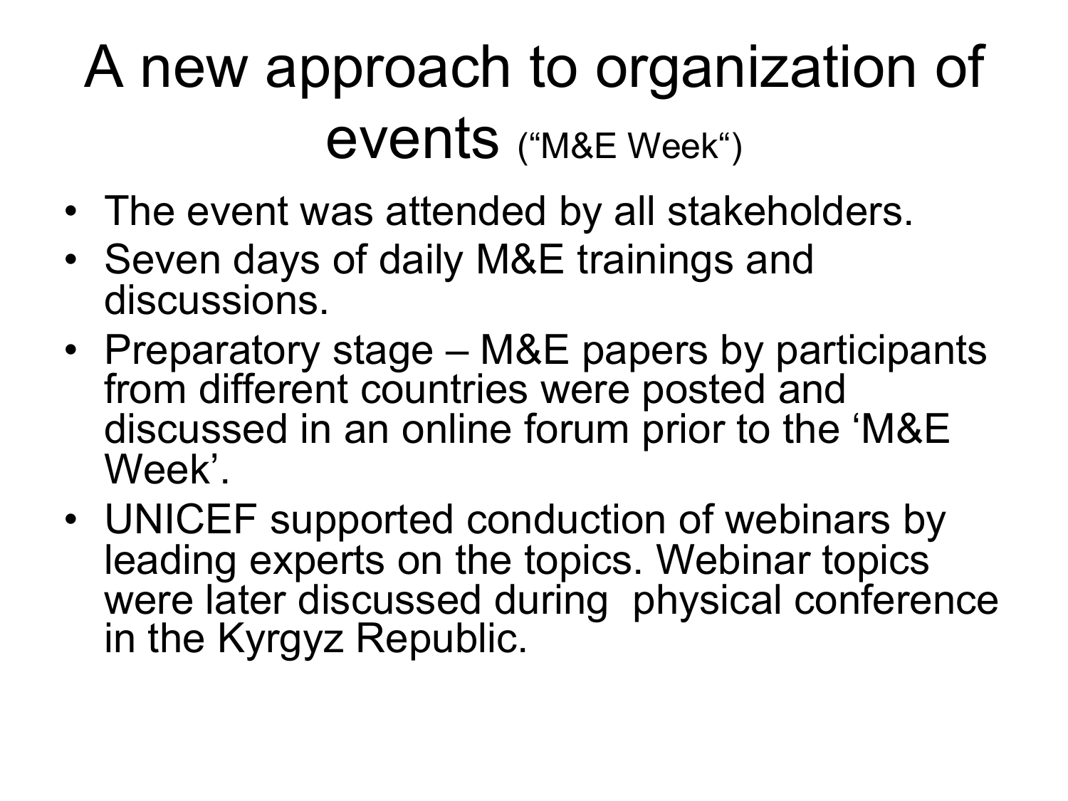# A new approach to organization of events ("M&E Week")

- The event was attended by all stakeholders.
- Seven days of daily M&E trainings and discussions.
- Preparatory stage – M&E papers by participants from different countries were posted and discussed in an online forum prior to the 'M&E Week'.
- UNICEF supported conduction of webinars by leading experts on the topics. Webinar topics were later discussed during physical conference in the Kyrgyz Republic.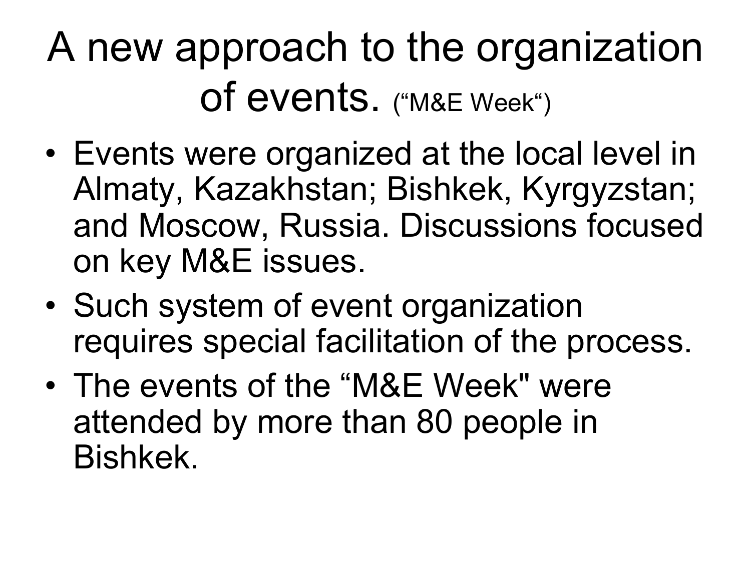# A new approach to the organization of events. ("M&E Week")

- Events were organized at the local level in Almaty, Kazakhstan; Bishkek, Kyrgyzstan; and Moscow, Russia. Discussions focused on key M&E issues.
- Such system of event organization requires special facilitation of the process.
- The events of the "M&E Week" were attended by more than 80 people in Bishkek.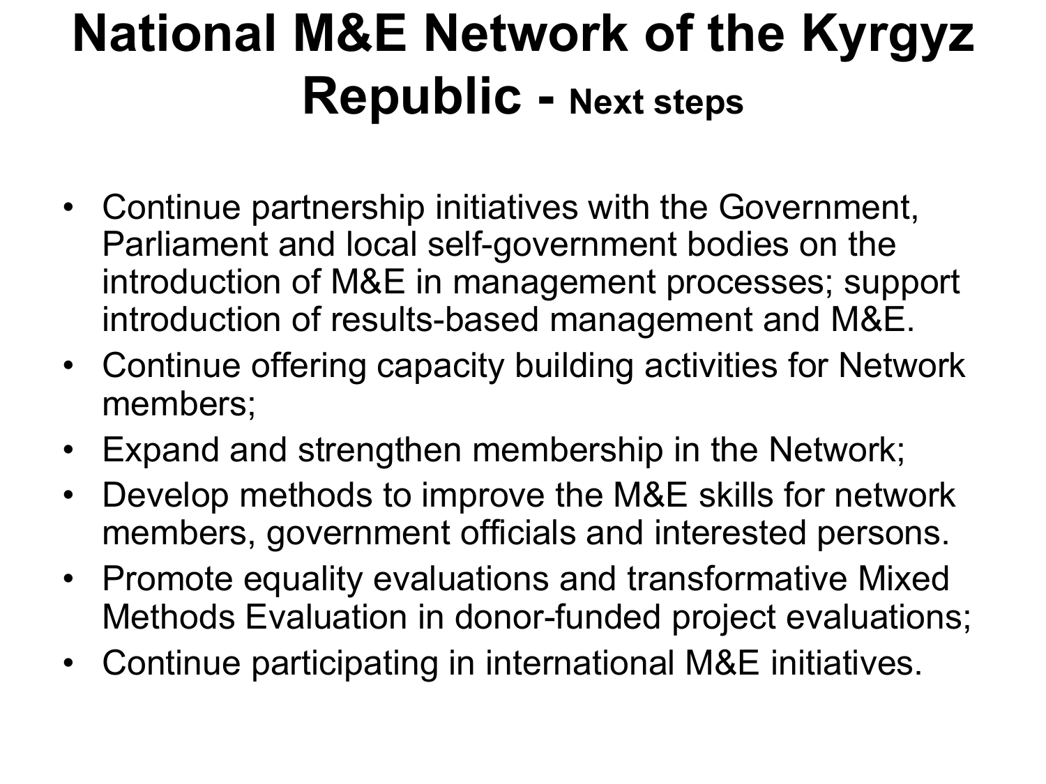# National M&E Network of the Kyrgyz Republic - Next steps

- Continue partnership initiatives with the Government, Parliament and local self-government bodies on the introduction of M&E in management processes; support introduction of results-based management and M&E.
- Continue offering capacity building activities for Network members;
- Expand and strengthen membership in the Network;
- Develop methods to improve the M&E skills for network members, government officials and interested persons.
- Promote equality evaluations and transformative Mixed Methods Evaluation in donor-funded project evaluations;
- Continue participating in international M&E initiatives.